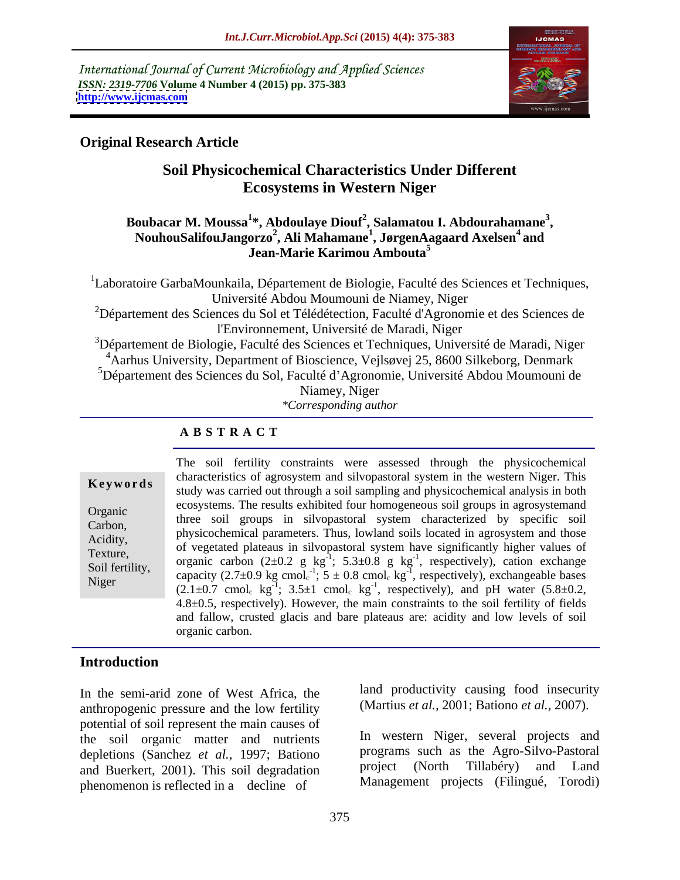International Journal of Current Microbiology and Applied Sciences
*ISSN: 2319-7706* **Volume 4 Number 4 (2015) pp. 375-383**
**http://www.ijcmas.com**

**Original Research Article**

# Soil Physicochemical Characteristics Under Different Ecosystems in Western Niger

**Boubacar M. Moussa[1]*, Abdoulaye Diouf[2], Salamatou I. Abdourahamane[3], NouhouSalifouJangorzo[2], Ali Mahamane[1], JørgenAagaard Axelsen[4] and Jean-Marie Karimou Ambouta[5]**

[1]Laboratoire GarbaMounkaila, Département de Biologie, Faculté des Sciences et Techniques, Université Abdou Moumouni de Niamey, Niger
[2]Département des Sciences du Sol et Télédétection, Faculté d'Agronomie et des Sciences de l'Environnement, Université de Maradi, Niger
[3]Département de Biologie, Faculté des Sciences et Techniques, Université de Maradi, Niger
[4]Aarhus University, Department of Bioscience, Vejlsøvej 25, 8600 Silkeborg, Denmark
[5]Département des Sciences du Sol, Faculté d'Agronomie, Université Abdou Moumouni de Niamey, Niger
*\*Corresponding author*

## ABSTRACT

**Keywords**

Organic Carbon, Acidity, Texture, Soil fertility, Niger

The soil fertility constraints were assessed through the physicochemical characteristics of agrosystem and silvopastoral system in the western Niger. This study was carried out through a soil sampling and physicochemical analysis in both ecosystems. The results exhibited four homogeneous soil groups in agrosystemand three soil groups in silvopastoral system characterized by specific soil physicochemical parameters. Thus, lowland soils located in agrosystem and those of vegetated plateaus in silvopastoral system have significantly higher values of organic carbon ($2\pm0.2$ g kg$^{-1}$; $5.3\pm0.8$ g kg$^{-1}$, respectively), cation exchange capacity ($2.7\pm0.9$ kg cmol$_c^{-1}$; $5 \pm 0.8$ cmol$_c$ kg$^{-1}$, respectively), exchangeable bases ($2.1\pm0.7$ cmol$_c$ kg$^{-1}$; $3.5\pm1$ cmol$_c$ kg$^{-1}$, respectively), and pH water ($5.8\pm0.2$, $4.8\pm0.5$, respectively). However, the main constraints to the soil fertility of fields and fallow, crusted glacis and bare plateaus are: acidity and low levels of soil organic carbon.

## Introduction

In the semi-arid zone of West Africa, the anthropogenic pressure and the low fertility potential of soil represent the main causes of the soil organic matter and nutrients depletions (Sanchez *et al.,* 1997; Bationo and Buerkert, 2001). This soil degradation phenomenon is reflected in a decline of land productivity causing food insecurity (Martius *et al.,* 2001; Bationo *et al.,* 2007).

In western Niger, several projects and programs such as the Agro-Silvo-Pastoral project (North Tillabéry) and Land Management projects (Filingué, Torodi)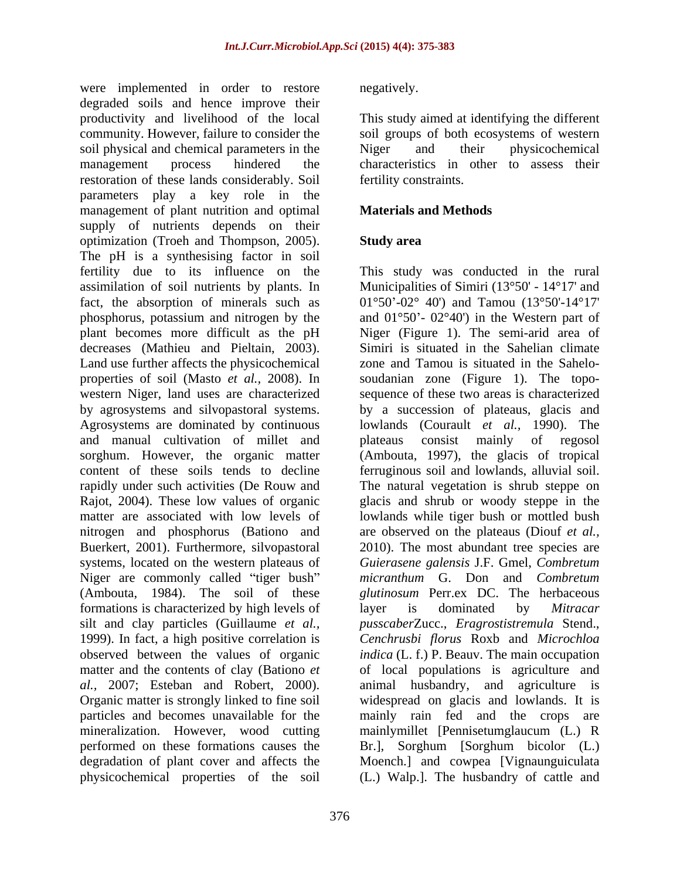were implemented in order to restore degraded soils and hence improve their productivity and livelihood of the local community. However, failure to consider the soil physical and chemical parameters in the management process hindered the restoration of these lands considerably. Soil parameters play a key role in the management of plant nutrition and optimal supply of nutrients depends on their optimization (Troeh and Thompson, 2005). The pH is a synthesising factor in soil fertility due to its influence on the assimilation of soil nutrients by plants. In fact, the absorption of minerals such as phosphorus, potassium and nitrogen by the plant becomes more difficult as the pH decreases (Mathieu and Pieltain, 2003). Land use further affects the physicochemical properties of soil (Masto *et al.,* 2008). In western Niger, land uses are characterized by agrosystems and silvopastoral systems. Agrosystems are dominated by continuous and manual cultivation of millet and sorghum. However, the organic matter content of these soils tends to decline rapidly under such activities (De Rouw and Rajot, 2004). These low values of organic matter are associated with low levels of nitrogen and phosphorus (Bationo and Buerkert, 2001). Furthermore, silvopastoral systems, located on the western plateaus of Niger are commonly called "tiger bush" (Ambouta, 1984). The soil of these formations is characterized by high levels of silt and clay particles (Guillaume *et al.,* 1999). In fact, a high positive correlation is observed between the values of organic matter and the contents of clay (Bationo *et al.,* 2007; Esteban and Robert, 2000). Organic matter is strongly linked to fine soil particles and becomes unavailable for the mineralization. However, wood cutting performed on these formations causes the degradation of plant cover and affects the physicochemical properties of the soil negatively.

This study aimed at identifying the different soil groups of both ecosystems of western Niger and their physicochemical characteristics in other to assess their fertility constraints.

## Materials and Methods

### Study area

This study was conducted in the rural Municipalities of Simiri (13°50' - 14°17' and 01°50'-02° 40') and Tamou (13°50'-14°17' and 01°50'- 02°40') in the Western part of Niger (Figure 1). The semi-arid area of Simiri is situated in the Sahelian climate zone and Tamou is situated in the Sahelo-soudanian zone (Figure 1). The topo-sequence of these two areas is characterized by a succession of plateaus, glacis and lowlands (Courault *et al.,* 1990). The plateaus consist mainly of regosol (Ambouta, 1997), the glacis of tropical ferruginous soil and lowlands, alluvial soil. The natural vegetation is shrub steppe on glacis and shrub or woody steppe in the lowlands while tiger bush or mottled bush are observed on the plateaus (Diouf *et al.,* 2010). The most abundant tree species are *Guierasene galensis* J.F. Gmel, *Combretum micranthum* G. Don and *Combretum glutinosum* Perr.ex DC. The herbaceous layer is dominated by *Mitracar pusscaber*Zucc., *Eragrostistremula* Stend., *Cenchrusbi florus* Roxb and *Microchloa indica* (L. f.) P. Beauv. The main occupation of local populations is agriculture and animal husbandry, and agriculture is widespread on glacis and lowlands. It is mainly rain fed and the crops are mainlymillet [Pennisetumglaucum (L.) R Br.], Sorghum [Sorghum bicolor (L.) Moench.] and cowpea [Vignaunguiculata (L.) Walp.]. The husbandry of cattle and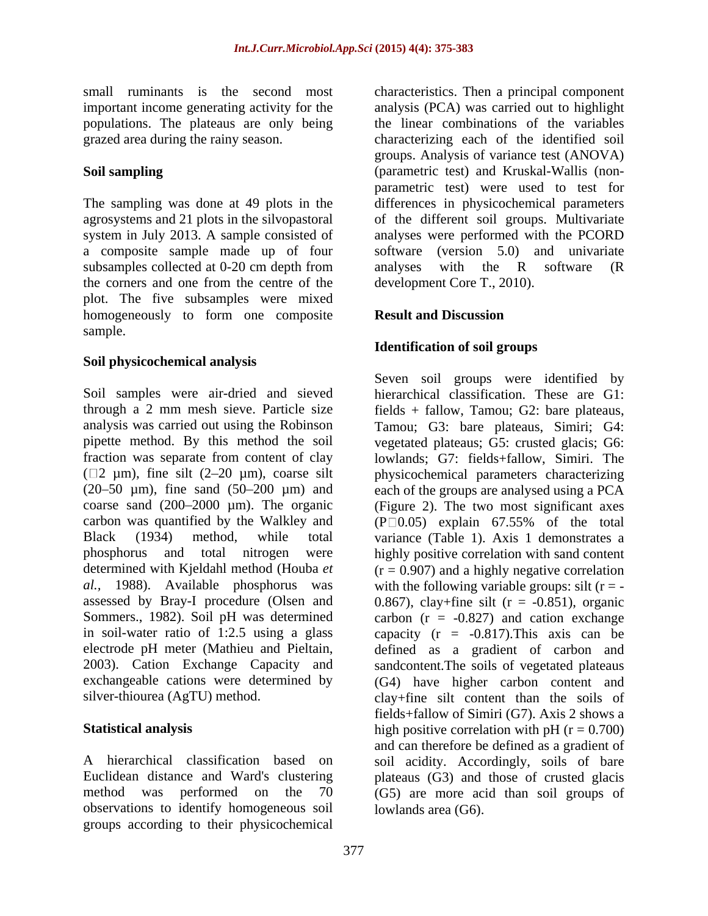small ruminants is the second most important income generating activity for the populations. The plateaus are only being grazed area during the rainy season.

## Soil sampling

The sampling was done at 49 plots in the agrosystems and 21 plots in the silvopastoral system in July 2013. A sample consisted of a composite sample made up of four subsamples collected at 0-20 cm depth from the corners and one from the centre of the plot. The five subsamples were mixed homogeneously to form one composite sample.

## Soil physicochemical analysis

Soil samples were air-dried and sieved through a 2 mm mesh sieve. Particle size analysis was carried out using the Robinson pipette method. By this method the soil fraction was separate from content of clay (□2 µm), fine silt (2–20 µm), coarse silt (20–50 µm), fine sand (50–200 µm) and coarse sand (200–2000 µm). The organic carbon was quantified by the Walkley and Black (1934) method, while total phosphorus and total nitrogen were determined with Kjeldahl method (Houba *et al.,* 1988). Available phosphorus was assessed by Bray-I procedure (Olsen and Sommers., 1982). Soil pH was determined in soil-water ratio of 1:2.5 using a glass electrode pH meter (Mathieu and Pieltain, 2003). Cation Exchange Capacity and exchangeable cations were determined by silver-thiourea (AgTU) method.

## Statistical analysis

A hierarchical classification based on Euclidean distance and Ward's clustering method was performed on the 70 observations to identify homogeneous soil groups according to their physicochemical characteristics. Then a principal component analysis (PCA) was carried out to highlight the linear combinations of the variables characterizing each of the identified soil groups. Analysis of variance test (ANOVA) (parametric test) and Kruskal-Wallis (non-parametric test) were used to test for differences in physicochemical parameters of the different soil groups. Multivariate analyses were performed with the PCORD software (version 5.0) and univariate analyses with the R software (R development Core T., 2010).

## Result and Discussion

### Identification of soil groups

Seven soil groups were identified by hierarchical classification. These are G1: fields + fallow, Tamou; G2: bare plateaus, Tamou; G3: bare plateaus, Simiri; G4: vegetated plateaus; G5: crusted glacis; G6: lowlands; G7: fields+fallow, Simiri. The physicochemical parameters characterizing each of the groups are analysed using a PCA (Figure 2). The two most significant axes (P□0.05) explain 67.55% of the total variance (Table 1). Axis 1 demonstrates a highly positive correlation with sand content ($r = 0.907$) and a highly negative correlation with the following variable groups: silt ($r = -0.867$), clay+fine silt ($r = -0.851$), organic carbon ($r = -0.827$) and cation exchange capacity ($r = -0.817$).This axis can be defined as a gradient of carbon and sandcontent.The soils of vegetated plateaus (G4) have higher carbon content and clay+fine silt content than the soils of fields+fallow of Simiri (G7). Axis 2 shows a high positive correlation with pH ($r = 0.700$) and can therefore be defined as a gradient of soil acidity. Accordingly, soils of bare plateaus (G3) and those of crusted glacis (G5) are more acid than soil groups of lowlands area (G6).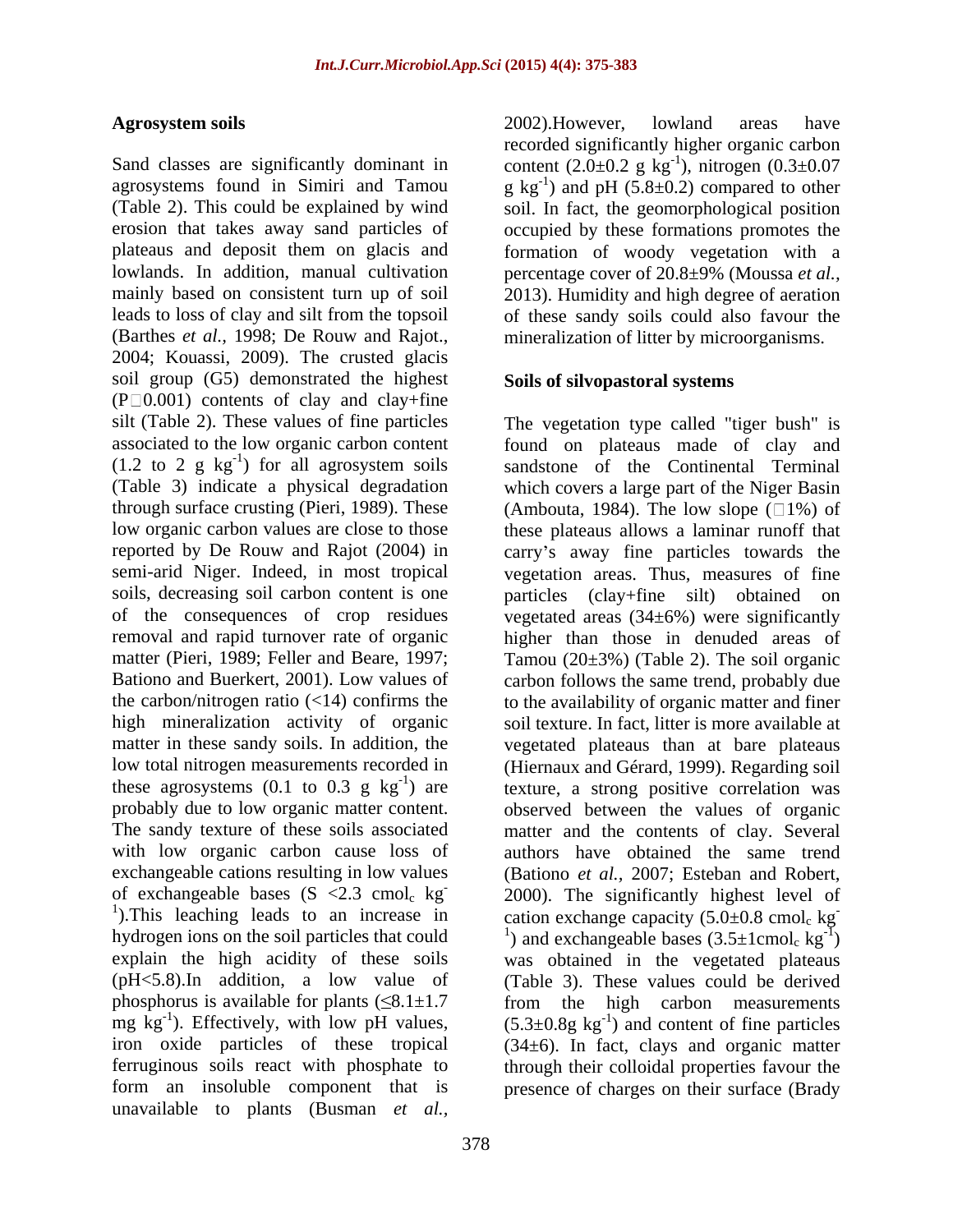### Agrosystem soils

Sand classes are significantly dominant in agrosystems found in Simiri and Tamou (Table 2). This could be explained by wind erosion that takes away sand particles of plateaus and deposit them on glacis and lowlands. In addition, manual cultivation mainly based on consistent turn up of soil leads to loss of clay and silt from the topsoil (Barthes *et al.,* 1998; De Rouw and Rajot., 2004; Kouassi, 2009). The crusted glacis soil group (G5) demonstrated the highest (P□0.001) contents of clay and clay+fine silt (Table 2). These values of fine particles associated to the low organic carbon content (1.2 to 2 g $kg^{-1}$) for all agrosystem soils (Table 3) indicate a physical degradation through surface crusting (Pieri, 1989). These low organic carbon values are close to those reported by De Rouw and Rajot (2004) in semi-arid Niger. Indeed, in most tropical soils, decreasing soil carbon content is one of the consequences of crop residues removal and rapid turnover rate of organic matter (Pieri, 1989; Feller and Beare, 1997; Bationo and Buerkert, 2001). Low values of the carbon/nitrogen ratio (<14) confirms the high mineralization activity of organic matter in these sandy soils. In addition, the low total nitrogen measurements recorded in these agrosystems (0.1 to 0.3 g $kg^{-1}$) are probably due to low organic matter content. The sandy texture of these soils associated with low organic carbon cause loss of exchangeable cations resulting in low values of exchangeable bases (S <2.3 $cmol_c$ $kg^{-1}$).This leaching leads to an increase in hydrogen ions on the soil particles that could explain the high acidity of these soils (pH<5.8).In addition, a low value of phosphorus is available for plants (≤8.1±1.7 mg $kg^{-1}$). Effectively, with low pH values, iron oxide particles of these tropical ferruginous soils react with phosphate to form an insoluble component that is unavailable to plants (Busman *et al.,* 2002).However, lowland areas have recorded significantly higher organic carbon content (2.0±0.2 g $kg^{-1}$), nitrogen (0.3±0.07 g $kg^{-1}$) and pH (5.8±0.2) compared to other soil. In fact, the geomorphological position occupied by these formations promotes the formation of woody vegetation with a percentage cover of 20.8±9% (Moussa *et al.,* 2013). Humidity and high degree of aeration of these sandy soils could also favour the mineralization of litter by microorganisms.

### Soils of silvopastoral systems

The vegetation type called "tiger bush" is found on plateaus made of clay and sandstone of the Continental Terminal which covers a large part of the Niger Basin (Ambouta, 1984). The low slope (□1%) of these plateaus allows a laminar runoff that carry's away fine particles towards the vegetation areas. Thus, measures of fine particles (clay+fine silt) obtained on vegetated areas (34±6%) were significantly higher than those in denuded areas of Tamou (20±3%) (Table 2). The soil organic carbon follows the same trend, probably due to the availability of organic matter and finer soil texture. In fact, litter is more available at vegetated plateaus than at bare plateaus (Hiernaux and Gérard, 1999). Regarding soil texture, a strong positive correlation was observed between the values of organic matter and the contents of clay. Several authors have obtained the same trend (Bationo *et al.,* 2007; Esteban and Robert, 2000). The significantly highest level of cation exchange capacity (5.0±0.8 $cmol_c$ $kg^{-1}$) and exchangeable bases (3.5±1$cmol_c$ $kg^{-1}$) was obtained in the vegetated plateaus (Table 3). These values could be derived from the high carbon measurements (5.3±0.8g $kg^{-1}$) and content of fine particles (34±6). In fact, clays and organic matter through their colloidal properties favour the presence of charges on their surface (Brady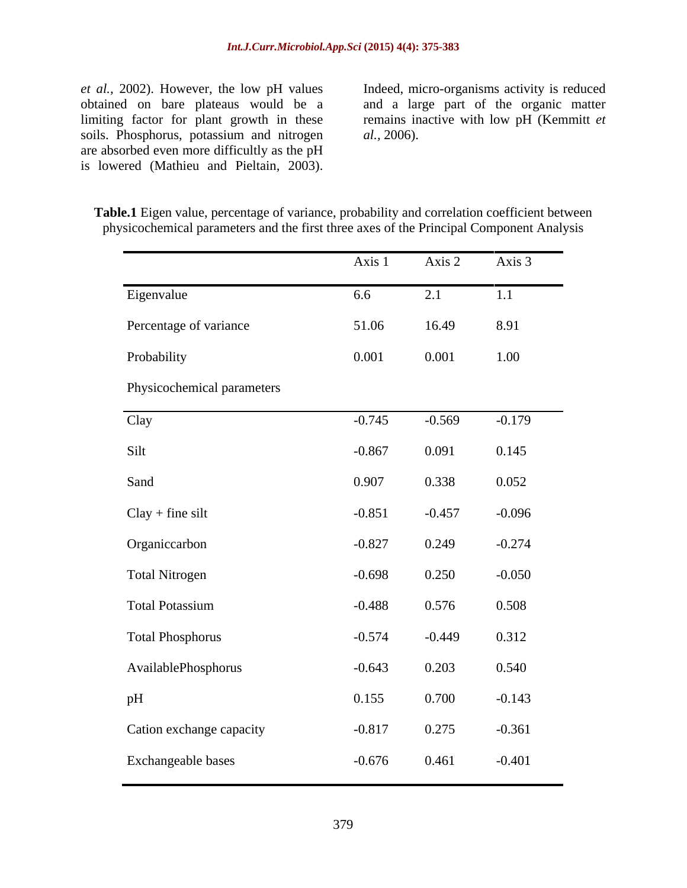*et al.,* 2002). However, the low pH values obtained on bare plateaus would be a limiting factor for plant growth in these soils. Phosphorus, potassium and nitrogen are absorbed even more difficultly as the pH is lowered (Mathieu and Pieltain, 2003). Indeed, micro-organisms activity is reduced and a large part of the organic matter remains inactive with low pH (Kemmitt *et al.,* 2006).

**Table.1** Eigen value, percentage of variance, probability and correlation coefficient between physicochemical parameters and the first three axes of the Principal Component Analysis

| | Axis 1 | Axis 2 | Axis 3 |
|---|---|---|---|
| Eigenvalue | 6.6 | 2.1 | 1.1 |
| Percentage of variance | 51.06 | 16.49 | 8.91 |
| Probability | 0.001 | 0.001 | 1.00 |
| Physicochemical parameters | | | |
| Clay | -0.745 | -0.569 | -0.179 |
| Silt | -0.867 | 0.091 | 0.145 |
| Sand | 0.907 | 0.338 | 0.052 |
| Clay + fine silt | -0.851 | -0.457 | -0.096 |
| Organiccarbon | -0.827 | 0.249 | -0.274 |
| Total Nitrogen | -0.698 | 0.250 | -0.050 |
| Total Potassium | -0.488 | 0.576 | 0.508 |
| Total Phosphorus | -0.574 | -0.449 | 0.312 |
| AvailablePhosphorus | -0.643 | 0.203 | 0.540 |
| pH | 0.155 | 0.700 | -0.143 |
| Cation exchange capacity | -0.817 | 0.275 | -0.361 |
| Exchangeable bases | -0.676 | 0.461 | -0.401 |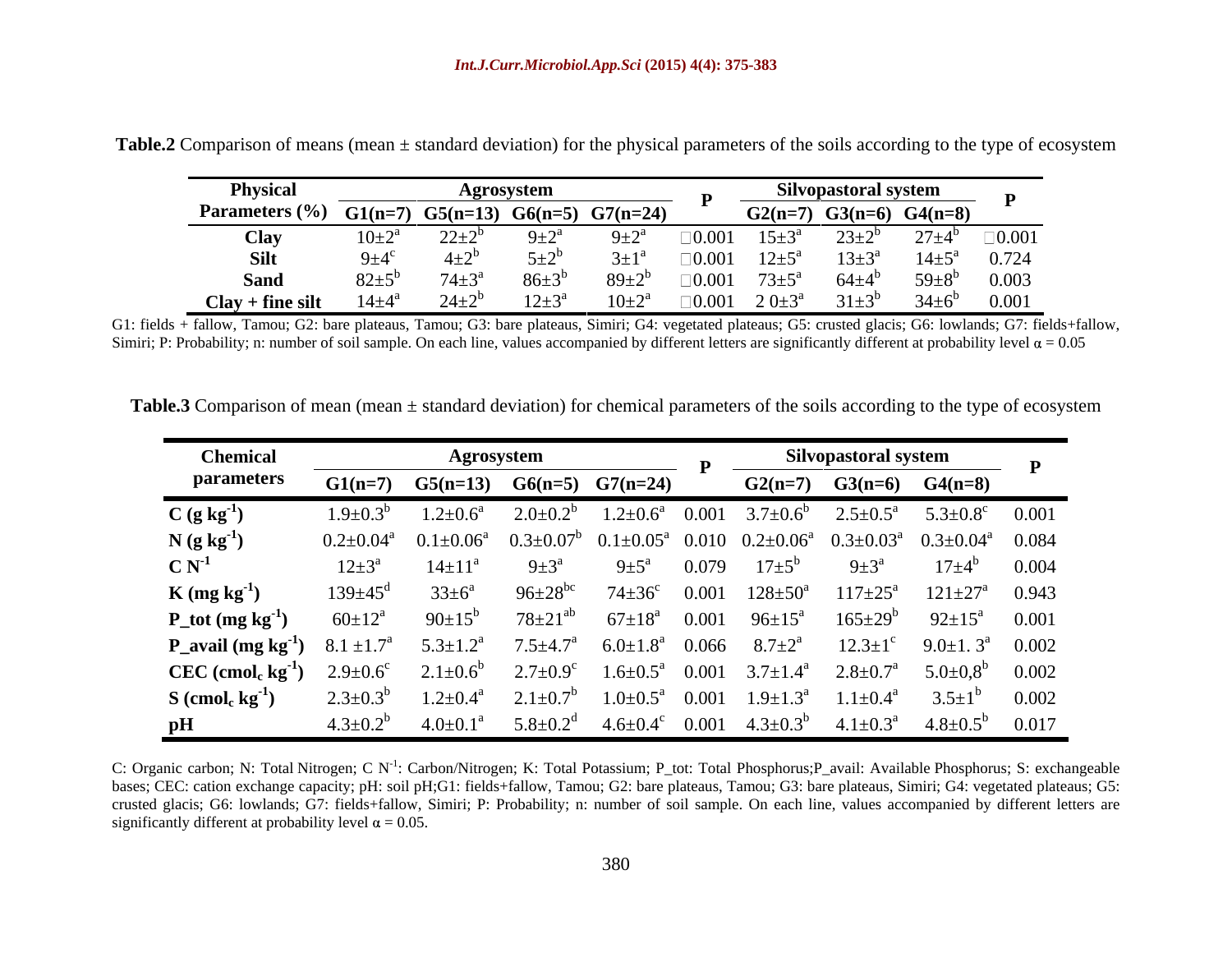**Table.2** Comparison of means (mean ± standard deviation) for the physical parameters of the soils according to the type of ecosystem

| Physical Parameters (%) | Agrosystem | | | | P | Silvopastoral system | | | P |
|---|---|---|---|---|---|---|---|---|---|
| | G1(n=7) | G5(n=13) | G6(n=5) | G7(n=24) | | G2(n=7) | G3(n=6) | G4(n=8) | |
| **Clay** | 10±2[a] | 22±2[b] | 9±2[a] | 9±2[a] | □0.001 | 15±3[a] | 23±2[b] | 27±4[b] | □0.001 |
| **Silt** | 9±4[c] | 4±2[b] | 5±2[b] | 3±1[a] | □0.001 | 12±5[a] | 13±3[a] | 14±5[a] | 0.724 |
| **Sand** | 82±5[b] | 74±3[a] | 86±3[b] | 89±2[b] | □0.001 | 73±5[a] | 64±4[b] | 59±8[b] | 0.003 |
| **Clay + fine silt** | 14±4[a] | 24±2[b] | 12±3[a] | 10±2[a] | □0.001 | 2 0±3[a] | 31±3[b] | 34±6[b] | 0.001 |

G1: fields + fallow, Tamou; G2: bare plateaus, Tamou; G3: bare plateaus, Simiri; G4: vegetated plateaus; G5: crusted glacis; G6: lowlands; G7: fields+fallow, Simiri; P: Probability; n: number of soil sample. On each line, values accompanied by different letters are significantly different at probability level $\alpha = 0.05$

**Table.3** Comparison of mean (mean ± standard deviation) for chemical parameters of the soils according to the type of ecosystem

| Chemical parameters | Agrosystem | | | | P | Silvopastoral system | | | P |
|---|---|---|---|---|---|---|---|---|---|
| | G1(n=7) | G5(n=13) | G6(n=5) | G7(n=24) | | G2(n=7) | G3(n=6) | G4(n=8) | |
| **C (g kg$^{-1}$)** | 1.9±0.3[b] | 1.2±0.6[a] | 2.0±0.2[b] | 1.2±0.6[a] | 0.001 | 3.7±0.6[b] | 2.5±0.5[a] | 5.3±0.8[c] | 0.001 |
| **N (g kg$^{-1}$)** | 0.2±0.04[a] | 0.1±0.06[a] | 0.3±0.07[b] | 0.1±0.05[a] | 0.010 | 0.2±0.06[a] | 0.3±0.03[a] | 0.3±0.04[a] | 0.084 |
| **C N$^{-1}$** | 12±3[a] | 14±11[a] | 9±3[a] | 9±5[a] | 0.079 | 17±5[b] | 9±3[a] | 17±4[b] | 0.004 |
| **K (mg kg$^{-1}$)** | 139±45[d] | 33±6[a] | 96±28[bc] | 74±36[c] | 0.001 | 128±50[a] | 117±25[a] | 121±27[a] | 0.943 |
| **P_tot (mg kg$^{-1}$)** | 60±12[a] | 90±15[b] | 78±21[ab] | 67±18[a] | 0.001 | 96±15[a] | 165±29[b] | 92±15[a] | 0.001 |
| **P_avail (mg kg$^{-1}$)** | 8.1 ±1.7[a] | 5.3±1.2[a] | 7.5±4.7[a] | 6.0±1.8[a] | 0.066 | 8.7±2[a] | 12.3±1[c] | 9.0±1. 3[a] | 0.002 |
| **CEC (cmol$_c$ kg$^{-1}$)** | 2.9±0.6[c] | 2.1±0.6[b] | 2.7±0.9[c] | 1.6±0.5[a] | 0.001 | 3.7±1.4[a] | 2.8±0.7[a] | 5.0±0,8[b] | 0.002 |
| **S (cmol$_c$ kg$^{-1}$)** | 2.3±0.3[b] | 1.2±0.4[a] | 2.1±0.7[b] | 1.0±0.5[a] | 0.001 | 1.9±1.3[a] | 1.1±0.4[a] | 3.5±1[b] | 0.002 |
| **pH** | 4.3±0.2[b] | 4.0±0.1[a] | 5.8±0.2[d] | 4.6±0.4[c] | 0.001 | 4.3±0.3[b] | 4.1±0.3[a] | 4.8±0.5[b] | 0.017 |

C: Organic carbon; N: Total Nitrogen; C N$^{-1}$: Carbon/Nitrogen; K: Total Potassium; P_tot: Total Phosphorus;P_avail: Available Phosphorus; S: exchangeable bases; CEC: cation exchange capacity; pH: soil pH;G1: fields+fallow, Tamou; G2: bare plateaus, Tamou; G3: bare plateaus, Simiri; G4: vegetated plateaus; G5: crusted glacis; G6: lowlands; G7: fields+fallow, Simiri; P: Probability; n: number of soil sample. On each line, values accompanied by different letters are significantly different at probability level $\alpha = 0.05$.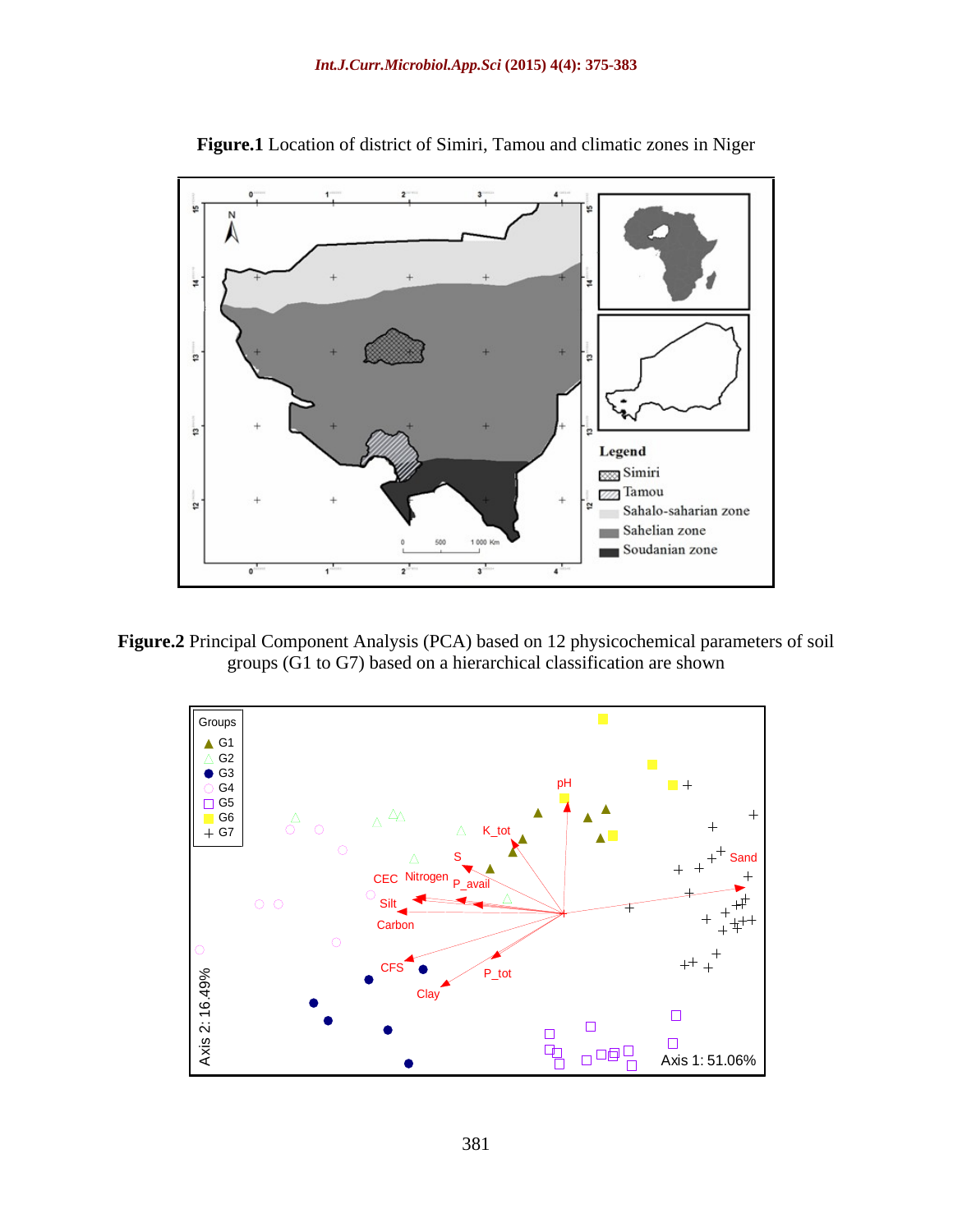**Figure.1** Location of district of Simiri, Tamou and climatic zones in Niger

**Figure.2** Principal Component Analysis (PCA) based on 12 physicochemical parameters of soil groups (G1 to G7) based on a hierarchical classification are shown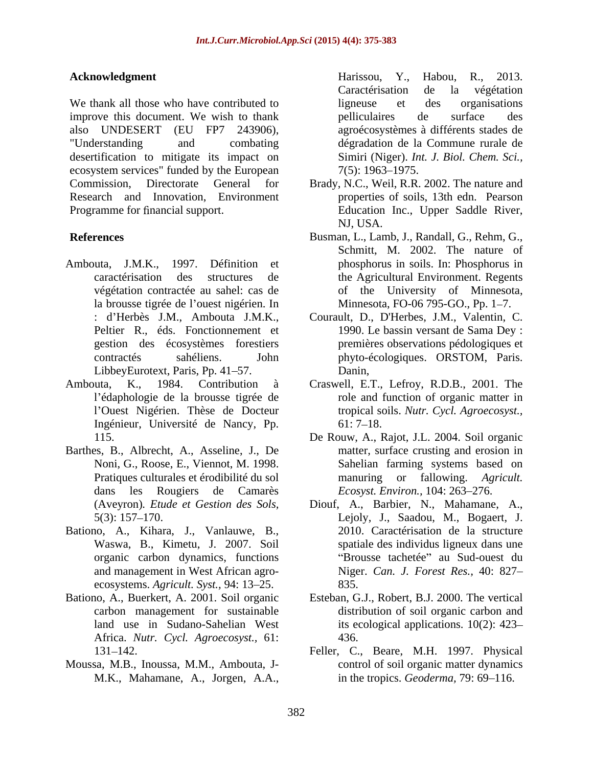## Acknowledgment

We thank all those who have contributed to improve this document. We wish to thank also UNDESERT (EU FP7 243906), "Understanding and combating desertification to mitigate its impact on ecosystem services" funded by the European Commission, Directorate General for Research and Innovation, Environment Programme for financial support.

## References

Ambouta, J.M.K., 1997. Définition et caractérisation des structures de végétation contractée au sahel: cas de la brousse tigrée de l'ouest nigérien. In : d'Herbès J.M., Ambouta J.M.K., Peltier R., éds. Fonctionnement et gestion des écosystèmes forestiers contractés sahéliens. John LibbeyEurotext, Paris, Pp. 41–57.

Ambouta, K., 1984. Contribution à l'édaphologie de la brousse tigrée de l'Ouest Nigérien. Thèse de Docteur Ingénieur, Université de Nancy, Pp. 115.

Barthes, B., Albrecht, A., Asseline, J., De Noni, G., Roose, E., Viennot, M. 1998. Pratiques culturales et érodibilité du sol dans les Rougiers de Camarès (Aveyron). *Etude et Gestion des Sols*, 5(3): 157–170.

Bationo, A., Kihara, J., Vanlauwe, B., Waswa, B., Kimetu, J. 2007. Soil organic carbon dynamics, functions and management in West African agro-ecosystems. *Agricult. Syst.,* 94: 13–25.

Bationo, A., Buerkert, A. 2001. Soil organic carbon management for sustainable land use in Sudano-Sahelian West Africa. *Nutr. Cycl. Agroecosyst.,* 61: 131–142.

Moussa, M.B., Inoussa, M.M., Ambouta, J-M.K., Mahamane, A., Jorgen, A.A., Harissou, Y., Habou, R., 2013. Caractérisation de la végétation ligneuse et des organisations pelliculaires de surface des agroécosystèmes à différents stades de dégradation de la Commune rurale de Simiri (Niger). *Int. J. Biol. Chem. Sci.,* 7(5): 1963–1975.

Brady, N.C., Weil, R.R. 2002. The nature and properties of soils, 13th edn. Pearson Education Inc., Upper Saddle River, NJ, USA.

Busman, L., Lamb, J., Randall, G., Rehm, G., Schmitt, M. 2002. The nature of phosphorus in soils. In: Phosphorus in the Agricultural Environment. Regents of the University of Minnesota, Minnesota, FO-06 795-GO., Pp. 1–7.

Courault, D., D'Herbes, J.M., Valentin, C. 1990. Le bassin versant de Sama Dey : premières observations pédologiques et phyto-écologiques. ORSTOM, Paris. Danin,

Craswell, E.T., Lefroy, R.D.B., 2001. The role and function of organic matter in tropical soils. *Nutr. Cycl. Agroecosyst.,* 61: 7–18.

De Rouw, A., Rajot, J.L. 2004. Soil organic matter, surface crusting and erosion in Sahelian farming systems based on manuring or fallowing. *Agricult. Ecosyst. Environ.,* 104: 263–276.

Diouf, A., Barbier, N., Mahamane, A., Lejoly, J., Saadou, M., Bogaert, J. 2010. Caractérisation de la structure spatiale des individus ligneux dans une "Brousse tachetée" au Sud-ouest du Niger. *Can. J. Forest Res.,* 40: 827–835.

Esteban, G.J., Robert, B.J. 2000. The vertical distribution of soil organic carbon and its ecological applications. 10(2): 423–436.

Feller, C., Beare, M.H. 1997. Physical control of soil organic matter dynamics in the tropics. *Geoderma,* 79: 69–116.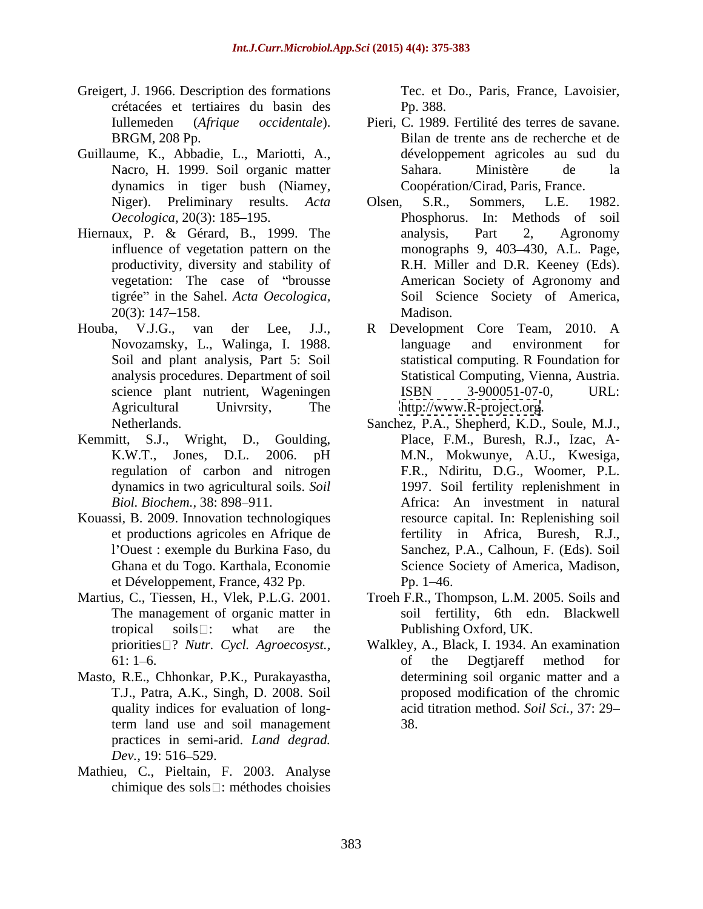Greigert, J. 1966. Description des formations crétacées et tertiaires du basin des Iullemeden (*Afrique occidentale*). BRGM, 208 Pp.

Guillaume, K., Abbadie, L., Mariotti, A., Nacro, H. 1999. Soil organic matter dynamics in tiger bush (Niamey, Niger). Preliminary results. *Acta Oecologica*, 20(3): 185–195.

Hiernaux, P. & Gérard, B., 1999. The influence of vegetation pattern on the productivity, diversity and stability of vegetation: The case of "brousse tigrée" in the Sahel. *Acta Oecologica*, 20(3): 147–158.

Houba, V.J.G., van der Lee, J.J., Novozamsky, L., Walinga, I. 1988. Soil and plant analysis, Part 5: Soil analysis procedures. Department of soil science plant nutrient, Wageningen Agricultural Univrsity, The Netherlands.

Kemmitt, S.J., Wright, D., Goulding, K.W.T., Jones, D.L. 2006. pH regulation of carbon and nitrogen dynamics in two agricultural soils. *Soil Biol. Biochem.*, 38: 898–911.

Kouassi, B. 2009. Innovation technologiques et productions agricoles en Afrique de l'Ouest : exemple du Burkina Faso, du Ghana et du Togo. Karthala, Economie et Développement, France, 432 Pp.

Martius, C., Tiessen, H., Vlek, P.L.G. 2001. The management of organic matter in tropical soils□: what are the priorities□? *Nutr. Cycl. Agroecosyst.*, 61: 1–6.

Masto, R.E., Chhonkar, P.K., Purakayastha, T.J., Patra, A.K., Singh, D. 2008. Soil quality indices for evaluation of long-term land use and soil management practices in semi-arid. *Land degrad. Dev.*, 19: 516–529.

Mathieu, C., Pieltain, F. 2003. Analyse chimique des sols□: méthodes choisies Tec. et Do., Paris, France, Lavoisier, Pp. 388.

Pieri, C. 1989. Fertilité des terres de savane. Bilan de trente ans de recherche et de développement agricoles au sud du Sahara. Ministère de la Coopération/Cirad, Paris, France.

Olsen, S.R., Sommers, L.E. 1982. Phosphorus. In: Methods of soil analysis, Part 2, Agronomy monographs 9, 403–430, A.L. Page, R.H. Miller and D.R. Keeney (Eds). American Society of Agronomy and Soil Science Society of America, Madison.

R Development Core Team, 2010. A language and environment for statistical computing. R Foundation for Statistical Computing, Vienna, Austria. ISBN 3-900051-07-0, URL: http://www.R-project.org.

Sanchez, P.A., Shepherd, K.D., Soule, M.J., Place, F.M., Buresh, R.J., Izac, A-M.N., Mokwunye, A.U., Kwesiga, F.R., Ndiritu, D.G., Woomer, P.L. 1997. Soil fertility replenishment in Africa: An investment in natural resource capital. In: Replenishing soil fertility in Africa, Buresh, R.J., Sanchez, P.A., Calhoun, F. (Eds). Soil Science Society of America, Madison, Pp. 1–46.

Troeh F.R., Thompson, L.M. 2005. Soils and soil fertility, 6th edn. Blackwell Publishing Oxford, UK.

Walkley, A., Black, I. 1934. An examination of the Degtjareff method for determining soil organic matter and a proposed modification of the chromic acid titration method. *Soil Sci.*, 37: 29–38.